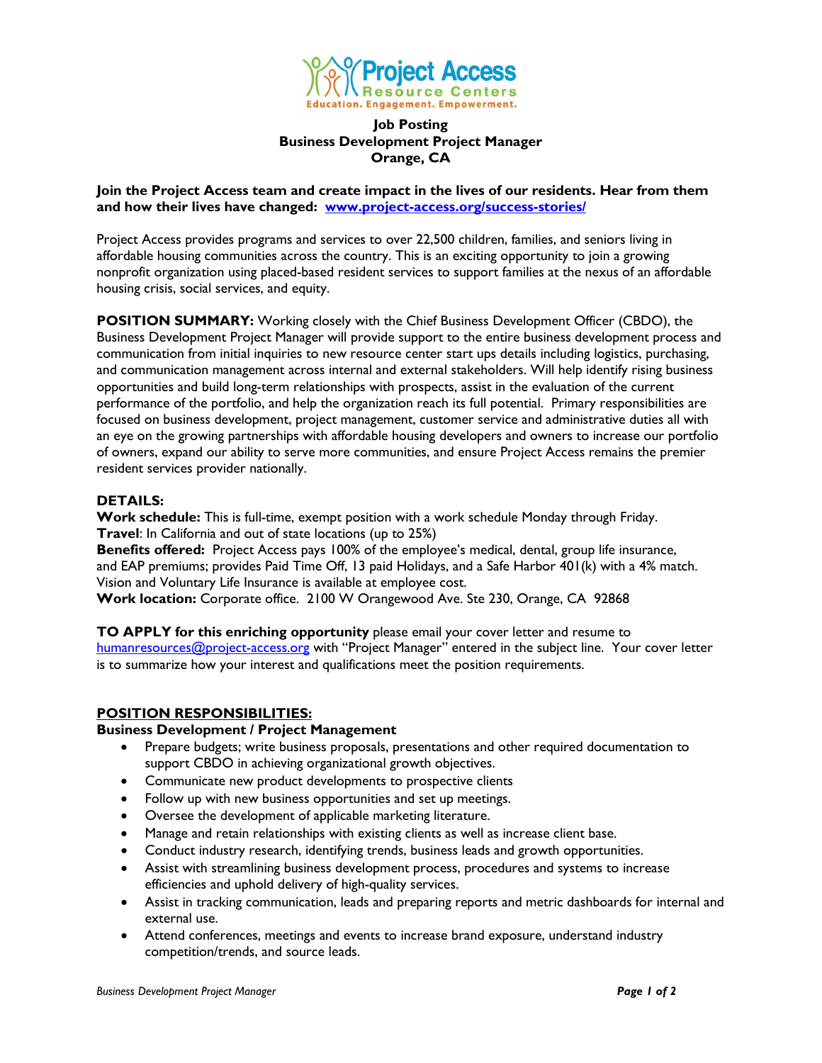Project Access
Resource Centers
Education. Engagement. Empowerment.

**Job Posting**
**Business Development Project Manager**
**Orange, CA**

**Join the Project Access team and create impact in the lives of our residents. Hear from them and how their lives have changed: [www.project-access.org/success-stories/](www.project-access.org/success-stories/)**

Project Access provides programs and services to over 22,500 children, families, and seniors living in affordable housing communities across the country. This is an exciting opportunity to join a growing nonprofit organization using placed-based resident services to support families at the nexus of an affordable housing crisis, social services, and equity.

**POSITION SUMMARY:** Working closely with the Chief Business Development Officer (CBDO), the Business Development Project Manager will provide support to the entire business development process and communication from initial inquiries to new resource center start ups details including logistics, purchasing, and communication management across internal and external stakeholders. Will help identify rising business opportunities and build long-term relationships with prospects, assist in the evaluation of the current performance of the portfolio, and help the organization reach its full potential. Primary responsibilities are focused on business development, project management, customer service and administrative duties all with an eye on the growing partnerships with affordable housing developers and owners to increase our portfolio of owners, expand our ability to serve more communities, and ensure Project Access remains the premier resident services provider nationally.

**DETAILS:**
**Work schedule:** This is full-time, exempt position with a work schedule Monday through Friday.
**Travel**: In California and out of state locations (up to 25%)
**Benefits offered:** Project Access pays 100% of the employee's medical, dental, group life insurance, and EAP premiums; provides Paid Time Off, 13 paid Holidays, and a Safe Harbor 401(k) with a 4% match. Vision and Voluntary Life Insurance is available at employee cost.
**Work location:** Corporate office. 2100 W Orangewood Ave. Ste 230, Orange, CA 92868

**TO APPLY for this enriching opportunity** please email your cover letter and resume to [humanresources@project-access.org](mailto:humanresources@project-access.org) with "Project Manager" entered in the subject line. Your cover letter is to summarize how your interest and qualifications meet the position requirements.

## POSITION RESPONSIBILITIES:

**Business Development / Project Management**

- Prepare budgets; write business proposals, presentations and other required documentation to support CBDO in achieving organizational growth objectives.
- Communicate new product developments to prospective clients
- Follow up with new business opportunities and set up meetings.
- Oversee the development of applicable marketing literature.
- Manage and retain relationships with existing clients as well as increase client base.
- Conduct industry research, identifying trends, business leads and growth opportunities.
- Assist with streamlining business development process, procedures and systems to increase efficiencies and uphold delivery of high-quality services.
- Assist in tracking communication, leads and preparing reports and metric dashboards for internal and external use.
- Attend conferences, meetings and events to increase brand exposure, understand industry competition/trends, and source leads.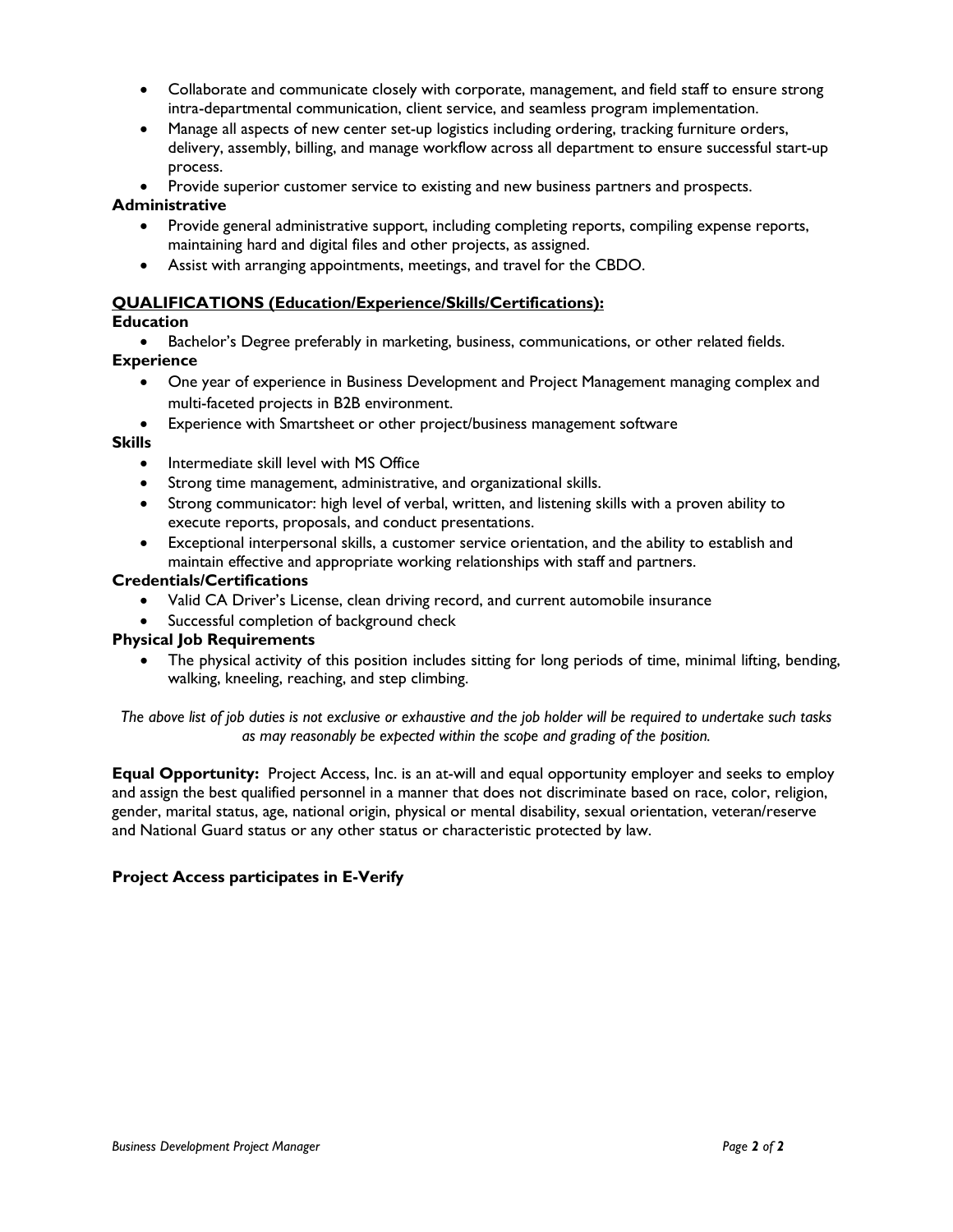- Collaborate and communicate closely with corporate, management, and field staff to ensure strong intra-departmental communication, client service, and seamless program implementation.
- Manage all aspects of new center set-up logistics including ordering, tracking furniture orders, delivery, assembly, billing, and manage workflow across all department to ensure successful start-up process.
- Provide superior customer service to existing and new business partners and prospects.

**Administrative**

- Provide general administrative support, including completing reports, compiling expense reports, maintaining hard and digital files and other projects, as assigned.
- Assist with arranging appointments, meetings, and travel for the CBDO.

## **QUALIFICATIONS (Education/Experience/Skills/Certifications):**

**Education**

- Bachelor's Degree preferably in marketing, business, communications, or other related fields.

**Experience**

- One year of experience in Business Development and Project Management managing complex and multi-faceted projects in B2B environment.
- Experience with Smartsheet or other project/business management software

**Skills**

- Intermediate skill level with MS Office
- Strong time management, administrative, and organizational skills.
- Strong communicator: high level of verbal, written, and listening skills with a proven ability to execute reports, proposals, and conduct presentations.
- Exceptional interpersonal skills, a customer service orientation, and the ability to establish and maintain effective and appropriate working relationships with staff and partners.

**Credentials/Certifications**

- Valid CA Driver's License, clean driving record, and current automobile insurance
- Successful completion of background check

**Physical Job Requirements**

- The physical activity of this position includes sitting for long periods of time, minimal lifting, bending, walking, kneeling, reaching, and step climbing.

*The above list of job duties is not exclusive or exhaustive and the job holder will be required to undertake such tasks as may reasonably be expected within the scope and grading of the position.*

**Equal Opportunity:** Project Access, Inc. is an at-will and equal opportunity employer and seeks to employ and assign the best qualified personnel in a manner that does not discriminate based on race, color, religion, gender, marital status, age, national origin, physical or mental disability, sexual orientation, veteran/reserve and National Guard status or any other status or characteristic protected by law.

**Project Access participates in E-Verify**